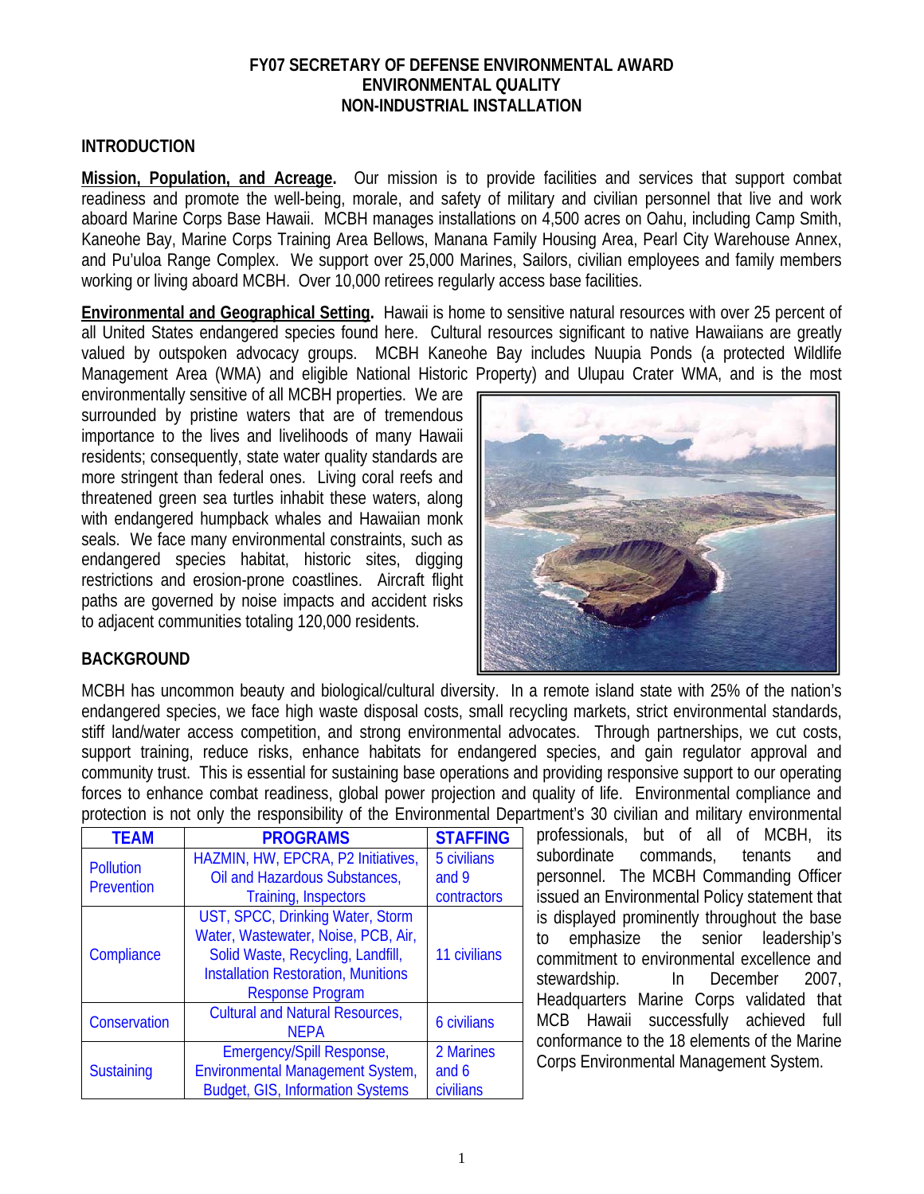# FY07 SECRETARY OF DEFENSE ENVIRONMENTAL AWARD
# ENVIRONMENTAL QUALITY
# NON-INDUSTRIAL INSTALLATION

## INTRODUCTION

**Mission, Population, and Acreage.** Our mission is to provide facilities and services that support combat readiness and promote the well-being, morale, and safety of military and civilian personnel that live and work aboard Marine Corps Base Hawaii. MCBH manages installations on 4,500 acres on Oahu, including Camp Smith, Kaneohe Bay, Marine Corps Training Area Bellows, Manana Family Housing Area, Pearl City Warehouse Annex, and Pu'uloa Range Complex. We support over 25,000 Marines, Sailors, civilian employees and family members working or living aboard MCBH. Over 10,000 retirees regularly access base facilities.

**Environmental and Geographical Setting.** Hawaii is home to sensitive natural resources with over 25 percent of all United States endangered species found here. Cultural resources significant to native Hawaiians are greatly valued by outspoken advocacy groups. MCBH Kaneohe Bay includes Nuupia Ponds (a protected Wildlife Management Area (WMA) and eligible National Historic Property) and Ulupau Crater WMA, and is the most environmentally sensitive of all MCBH properties. We are surrounded by pristine waters that are of tremendous importance to the lives and livelihoods of many Hawaii residents; consequently, state water quality standards are more stringent than federal ones. Living coral reefs and threatened green sea turtles inhabit these waters, along with endangered humpback whales and Hawaiian monk seals. We face many environmental constraints, such as endangered species habitat, historic sites, digging restrictions and erosion-prone coastlines. Aircraft flight paths are governed by noise impacts and accident risks to adjacent communities totaling 120,000 residents.

## BACKGROUND

MCBH has uncommon beauty and biological/cultural diversity. In a remote island state with 25% of the nation's endangered species, we face high waste disposal costs, small recycling markets, strict environmental standards, stiff land/water access competition, and strong environmental advocates. Through partnerships, we cut costs, support training, reduce risks, enhance habitats for endangered species, and gain regulator approval and community trust. This is essential for sustaining base operations and providing responsive support to our operating forces to enhance combat readiness, global power projection and quality of life. Environmental compliance and protection is not only the responsibility of the Environmental Department's 30 civilian and military environmental professionals, but of all of MCBH, its subordinate commands, tenants and personnel. The MCBH Commanding Officer issued an Environmental Policy statement that is displayed prominently throughout the base to emphasize the senior leadership's commitment to environmental excellence and stewardship. In December 2007, Headquarters Marine Corps validated that MCB Hawaii successfully achieved full conformance to the 18 elements of the Marine Corps Environmental Management System.

| TEAM | PROGRAMS | STAFFING |
|---|---|---|
| Pollution Prevention | HAZMIN, HW, EPCRA, P2 Initiatives, Oil and Hazardous Substances, Training, Inspectors | 5 civilians and 9 contractors |
| Compliance | UST, SPCC, Drinking Water, Storm Water, Wastewater, Noise, PCB, Air, Solid Waste, Recycling, Landfill, Installation Restoration, Munitions Response Program | 11 civilians |
| Conservation | Cultural and Natural Resources, NEPA | 6 civilians |
| Sustaining | Emergency/Spill Response, Environmental Management System, Budget, GIS, Information Systems | 2 Marines and 6 civilians |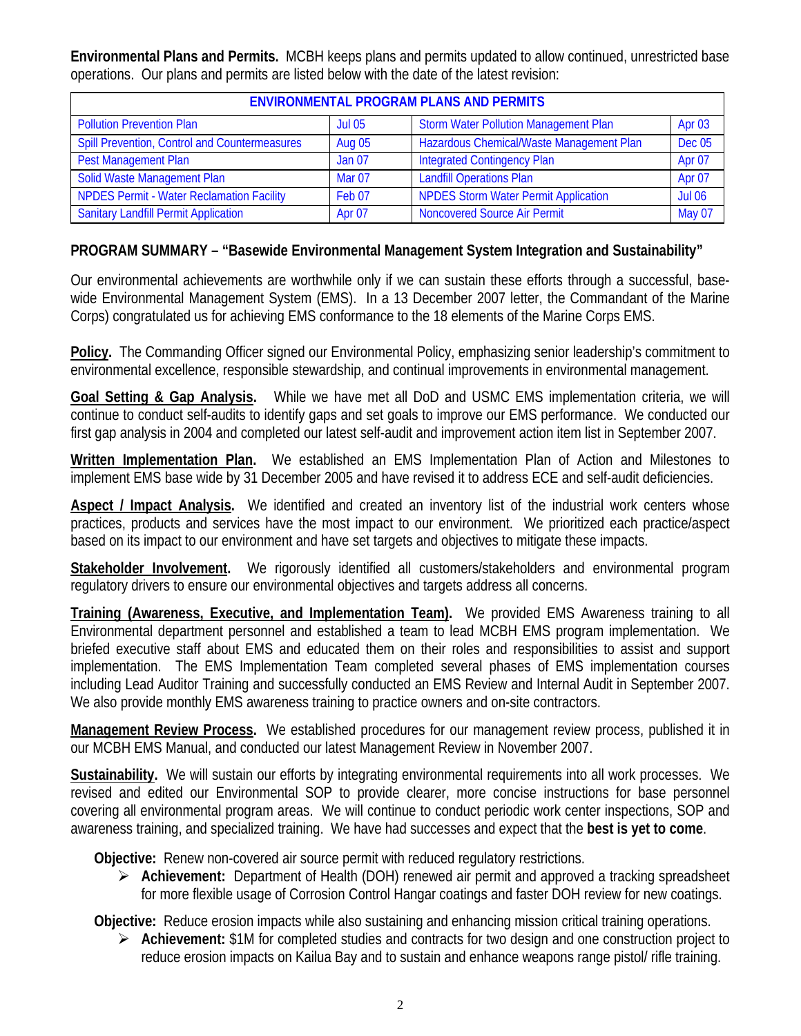**Environmental Plans and Permits.** MCBH keeps plans and permits updated to allow continued, unrestricted base operations. Our plans and permits are listed below with the date of the latest revision:

| ENVIRONMENTAL PROGRAM PLANS AND PERMITS | | | |
|---|---|---|---|
| Pollution Prevention Plan | Jul 05 | Storm Water Pollution Management Plan | Apr 03 |
| Spill Prevention, Control and Countermeasures | Aug 05 | Hazardous Chemical/Waste Management Plan | Dec 05 |
| Pest Management Plan | Jan 07 | Integrated Contingency Plan | Apr 07 |
| Solid Waste Management Plan | Mar 07 | Landfill Operations Plan | Apr 07 |
| NPDES Permit - Water Reclamation Facility | Feb 07 | NPDES Storm Water Permit Application | Jul 06 |
| Sanitary Landfill Permit Application | Apr 07 | Noncovered Source Air Permit | May 07 |

**PROGRAM SUMMARY – "Basewide Environmental Management System Integration and Sustainability"**

Our environmental achievements are worthwhile only if we can sustain these efforts through a successful, base-wide Environmental Management System (EMS). In a 13 December 2007 letter, the Commandant of the Marine Corps) congratulated us for achieving EMS conformance to the 18 elements of the Marine Corps EMS.

**Policy.** The Commanding Officer signed our Environmental Policy, emphasizing senior leadership's commitment to environmental excellence, responsible stewardship, and continual improvements in environmental management.

**Goal Setting & Gap Analysis.** While we have met all DoD and USMC EMS implementation criteria, we will continue to conduct self-audits to identify gaps and set goals to improve our EMS performance. We conducted our first gap analysis in 2004 and completed our latest self-audit and improvement action item list in September 2007.

**Written Implementation Plan.** We established an EMS Implementation Plan of Action and Milestones to implement EMS base wide by 31 December 2005 and have revised it to address ECE and self-audit deficiencies.

**Aspect / Impact Analysis.** We identified and created an inventory list of the industrial work centers whose practices, products and services have the most impact to our environment. We prioritized each practice/aspect based on its impact to our environment and have set targets and objectives to mitigate these impacts.

**Stakeholder Involvement.** We rigorously identified all customers/stakeholders and environmental program regulatory drivers to ensure our environmental objectives and targets address all concerns.

**Training (Awareness, Executive, and Implementation Team).** We provided EMS Awareness training to all Environmental department personnel and established a team to lead MCBH EMS program implementation. We briefed executive staff about EMS and educated them on their roles and responsibilities to assist and support implementation. The EMS Implementation Team completed several phases of EMS implementation courses including Lead Auditor Training and successfully conducted an EMS Review and Internal Audit in September 2007. We also provide monthly EMS awareness training to practice owners and on-site contractors.

**Management Review Process.** We established procedures for our management review process, published it in our MCBH EMS Manual, and conducted our latest Management Review in November 2007.

**Sustainability.** We will sustain our efforts by integrating environmental requirements into all work processes. We revised and edited our Environmental SOP to provide clearer, more concise instructions for base personnel covering all environmental program areas. We will continue to conduct periodic work center inspections, SOP and awareness training, and specialized training. We have had successes and expect that the **best is yet to come**.

**Objective:** Renew non-covered air source permit with reduced regulatory restrictions.

- **Achievement:** Department of Health (DOH) renewed air permit and approved a tracking spreadsheet for more flexible usage of Corrosion Control Hangar coatings and faster DOH review for new coatings.

**Objective:** Reduce erosion impacts while also sustaining and enhancing mission critical training operations.

- **Achievement:** $1M for completed studies and contracts for two design and one construction project to reduce erosion impacts on Kailua Bay and to sustain and enhance weapons range pistol/ rifle training.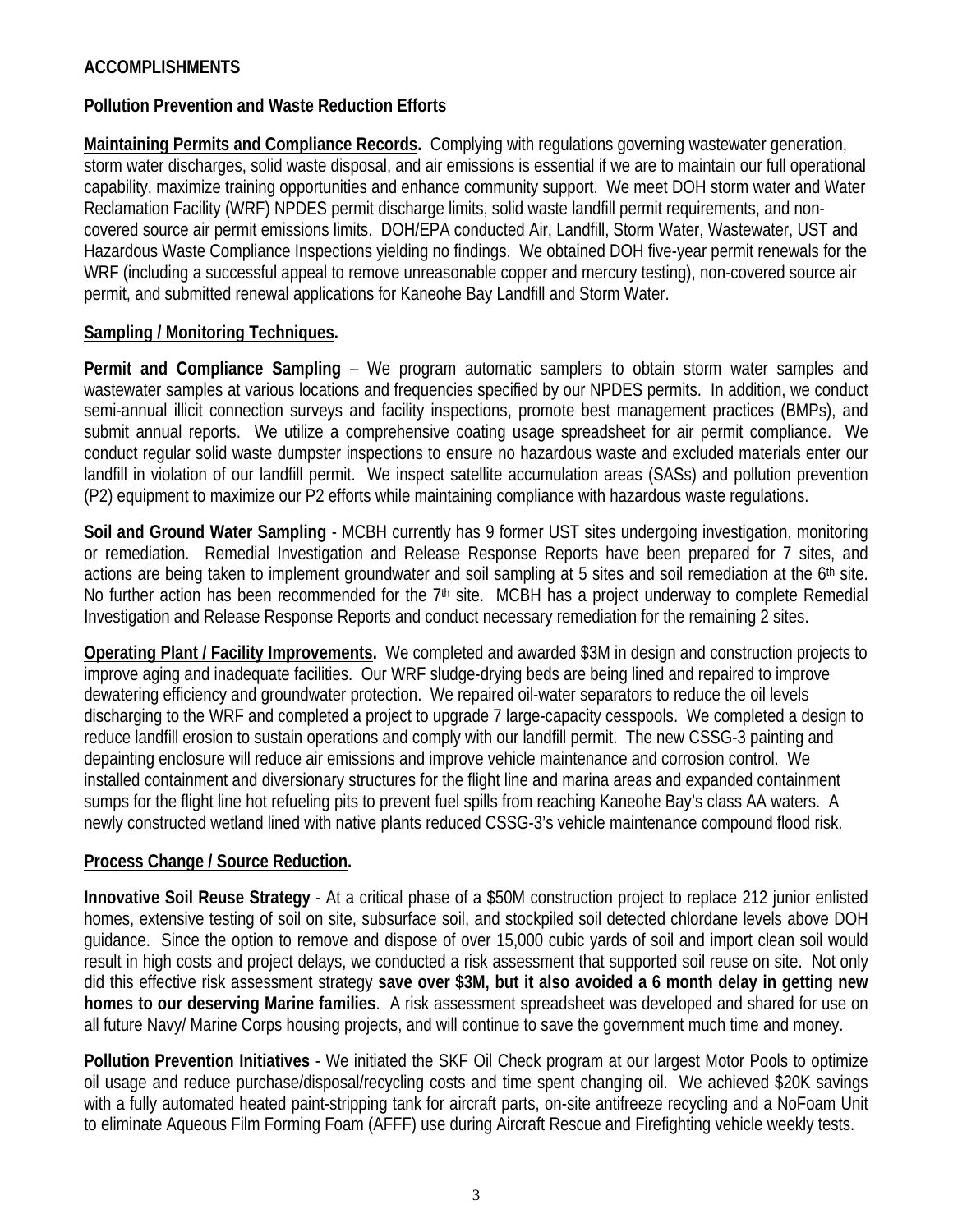## ACCOMPLISHMENTS

### Pollution Prevention and Waste Reduction Efforts

**Maintaining Permits and Compliance Records.** Complying with regulations governing wastewater generation, storm water discharges, solid waste disposal, and air emissions is essential if we are to maintain our full operational capability, maximize training opportunities and enhance community support. We meet DOH storm water and Water Reclamation Facility (WRF) NPDES permit discharge limits, solid waste landfill permit requirements, and non-covered source air permit emissions limits. DOH/EPA conducted Air, Landfill, Storm Water, Wastewater, UST and Hazardous Waste Compliance Inspections yielding no findings. We obtained DOH five-year permit renewals for the WRF (including a successful appeal to remove unreasonable copper and mercury testing), non-covered source air permit, and submitted renewal applications for Kaneohe Bay Landfill and Storm Water.

**Sampling / Monitoring Techniques.**

**Permit and Compliance Sampling** – We program automatic samplers to obtain storm water samples and wastewater samples at various locations and frequencies specified by our NPDES permits. In addition, we conduct semi-annual illicit connection surveys and facility inspections, promote best management practices (BMPs), and submit annual reports. We utilize a comprehensive coating usage spreadsheet for air permit compliance. We conduct regular solid waste dumpster inspections to ensure no hazardous waste and excluded materials enter our landfill in violation of our landfill permit. We inspect satellite accumulation areas (SASs) and pollution prevention (P2) equipment to maximize our P2 efforts while maintaining compliance with hazardous waste regulations.

**Soil and Ground Water Sampling** - MCBH currently has 9 former UST sites undergoing investigation, monitoring or remediation. Remedial Investigation and Release Response Reports have been prepared for 7 sites, and actions are being taken to implement groundwater and soil sampling at 5 sites and soil remediation at the 6th site. No further action has been recommended for the 7th site. MCBH has a project underway to complete Remedial Investigation and Release Response Reports and conduct necessary remediation for the remaining 2 sites.

**Operating Plant / Facility Improvements.** We completed and awarded $3M in design and construction projects to improve aging and inadequate facilities. Our WRF sludge-drying beds are being lined and repaired to improve dewatering efficiency and groundwater protection. We repaired oil-water separators to reduce the oil levels discharging to the WRF and completed a project to upgrade 7 large-capacity cesspools. We completed a design to reduce landfill erosion to sustain operations and comply with our landfill permit. The new CSSG-3 painting and depainting enclosure will reduce air emissions and improve vehicle maintenance and corrosion control. We installed containment and diversionary structures for the flight line and marina areas and expanded containment sumps for the flight line hot refueling pits to prevent fuel spills from reaching Kaneohe Bay's class AA waters. A newly constructed wetland lined with native plants reduced CSSG-3's vehicle maintenance compound flood risk.

**Process Change / Source Reduction.**

**Innovative Soil Reuse Strategy** - At a critical phase of a $50M construction project to replace 212 junior enlisted homes, extensive testing of soil on site, subsurface soil, and stockpiled soil detected chlordane levels above DOH guidance. Since the option to remove and dispose of over 15,000 cubic yards of soil and import clean soil would result in high costs and project delays, we conducted a risk assessment that supported soil reuse on site. Not only did this effective risk assessment strategy **save over $3M, but it also avoided a 6 month delay in getting new homes to our deserving Marine families**. A risk assessment spreadsheet was developed and shared for use on all future Navy/ Marine Corps housing projects, and will continue to save the government much time and money.

**Pollution Prevention Initiatives** - We initiated the SKF Oil Check program at our largest Motor Pools to optimize oil usage and reduce purchase/disposal/recycling costs and time spent changing oil. We achieved $20K savings with a fully automated heated paint-stripping tank for aircraft parts, on-site antifreeze recycling and a NoFoam Unit to eliminate Aqueous Film Forming Foam (AFFF) use during Aircraft Rescue and Firefighting vehicle weekly tests.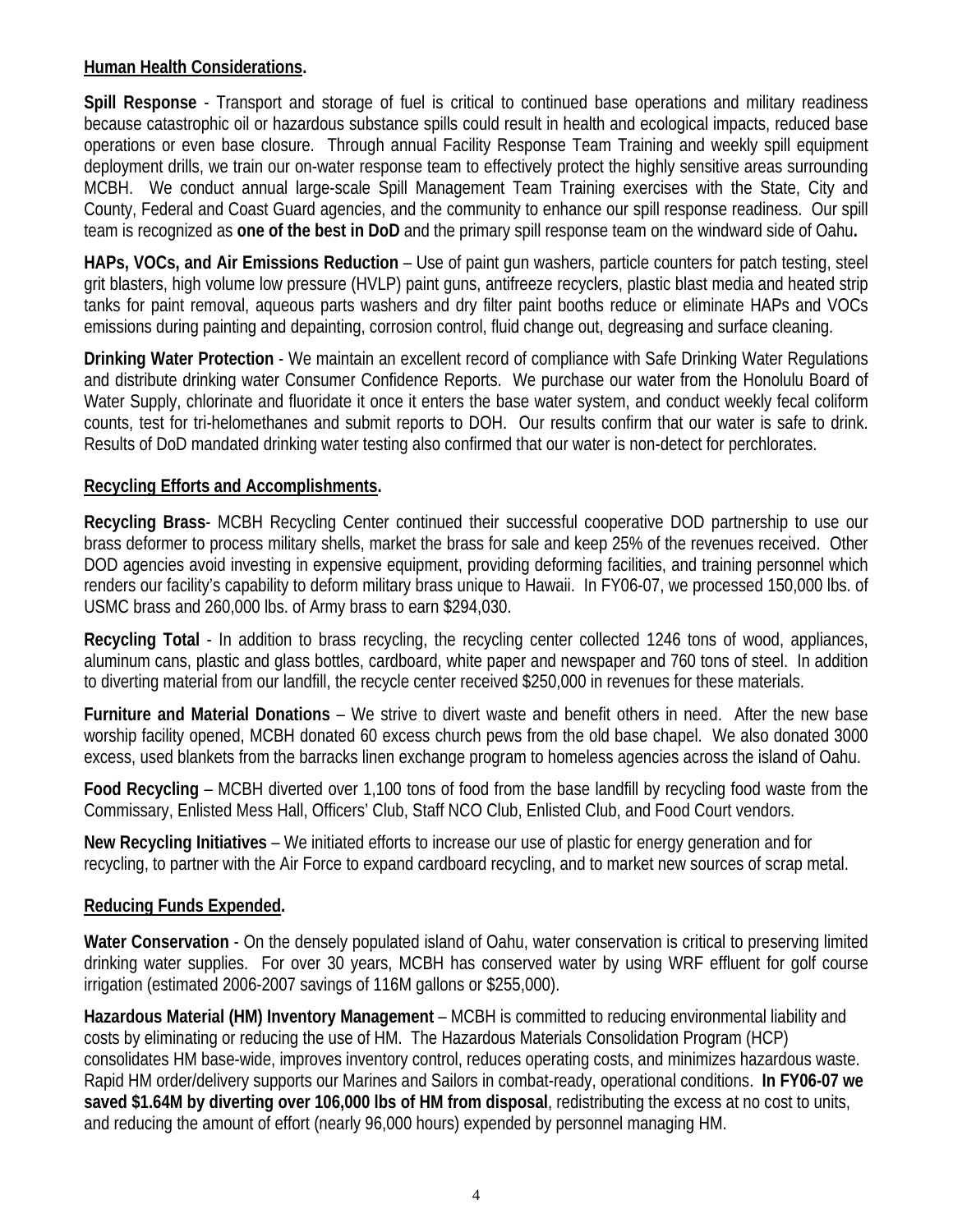<u>**Human Health Considerations**</u>**.**

**Spill Response** - Transport and storage of fuel is critical to continued base operations and military readiness because catastrophic oil or hazardous substance spills could result in health and ecological impacts, reduced base operations or even base closure. Through annual Facility Response Team Training and weekly spill equipment deployment drills, we train our on-water response team to effectively protect the highly sensitive areas surrounding MCBH. We conduct annual large-scale Spill Management Team Training exercises with the State, City and County, Federal and Coast Guard agencies, and the community to enhance our spill response readiness. Our spill team is recognized as **one of the best in DoD** and the primary spill response team on the windward side of Oahu**.**

**HAPs, VOCs, and Air Emissions Reduction** – Use of paint gun washers, particle counters for patch testing, steel grit blasters, high volume low pressure (HVLP) paint guns, antifreeze recyclers, plastic blast media and heated strip tanks for paint removal, aqueous parts washers and dry filter paint booths reduce or eliminate HAPs and VOCs emissions during painting and depainting, corrosion control, fluid change out, degreasing and surface cleaning.

**Drinking Water Protection** - We maintain an excellent record of compliance with Safe Drinking Water Regulations and distribute drinking water Consumer Confidence Reports. We purchase our water from the Honolulu Board of Water Supply, chlorinate and fluoridate it once it enters the base water system, and conduct weekly fecal coliform counts, test for tri-helomethanes and submit reports to DOH. Our results confirm that our water is safe to drink. Results of DoD mandated drinking water testing also confirmed that our water is non-detect for perchlorates.

<u>**Recycling Efforts and Accomplishments**</u>**.**

**Recycling Brass**- MCBH Recycling Center continued their successful cooperative DOD partnership to use our brass deformer to process military shells, market the brass for sale and keep 25% of the revenues received. Other DOD agencies avoid investing in expensive equipment, providing deforming facilities, and training personnel which renders our facility's capability to deform military brass unique to Hawaii. In FY06-07, we processed 150,000 lbs. of USMC brass and 260,000 lbs. of Army brass to earn $294,030.

**Recycling Total** - In addition to brass recycling, the recycling center collected 1246 tons of wood, appliances, aluminum cans, plastic and glass bottles, cardboard, white paper and newspaper and 760 tons of steel. In addition to diverting material from our landfill, the recycle center received $250,000 in revenues for these materials.

**Furniture and Material Donations** – We strive to divert waste and benefit others in need. After the new base worship facility opened, MCBH donated 60 excess church pews from the old base chapel. We also donated 3000 excess, used blankets from the barracks linen exchange program to homeless agencies across the island of Oahu.

**Food Recycling** – MCBH diverted over 1,100 tons of food from the base landfill by recycling food waste from the Commissary, Enlisted Mess Hall, Officers' Club, Staff NCO Club, Enlisted Club, and Food Court vendors.

**New Recycling Initiatives** – We initiated efforts to increase our use of plastic for energy generation and for recycling, to partner with the Air Force to expand cardboard recycling, and to market new sources of scrap metal.

<u>**Reducing Funds Expended**</u>**.**

**Water Conservation** - On the densely populated island of Oahu, water conservation is critical to preserving limited drinking water supplies. For over 30 years, MCBH has conserved water by using WRF effluent for golf course irrigation (estimated 2006-2007 savings of 116M gallons or $255,000).

**Hazardous Material (HM) Inventory Management** – MCBH is committed to reducing environmental liability and costs by eliminating or reducing the use of HM. The Hazardous Materials Consolidation Program (HCP) consolidates HM base-wide, improves inventory control, reduces operating costs, and minimizes hazardous waste. Rapid HM order/delivery supports our Marines and Sailors in combat-ready, operational conditions. **In FY06-07 we saved $1.64M by diverting over 106,000 lbs of HM from disposal**, redistributing the excess at no cost to units, and reducing the amount of effort (nearly 96,000 hours) expended by personnel managing HM.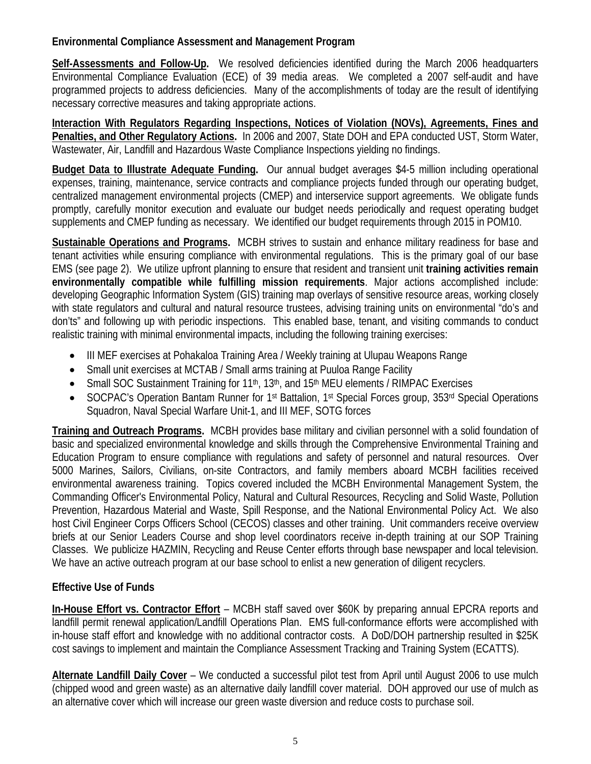**Environmental Compliance Assessment and Management Program**

**Self-Assessments and Follow-Up.** We resolved deficiencies identified during the March 2006 headquarters Environmental Compliance Evaluation (ECE) of 39 media areas. We completed a 2007 self-audit and have programmed projects to address deficiencies. Many of the accomplishments of today are the result of identifying necessary corrective measures and taking appropriate actions.

**Interaction With Regulators Regarding Inspections, Notices of Violation (NOVs), Agreements, Fines and Penalties, and Other Regulatory Actions.** In 2006 and 2007, State DOH and EPA conducted UST, Storm Water, Wastewater, Air, Landfill and Hazardous Waste Compliance Inspections yielding no findings.

**Budget Data to Illustrate Adequate Funding.** Our annual budget averages \$4-5 million including operational expenses, training, maintenance, service contracts and compliance projects funded through our operating budget, centralized management environmental projects (CMEP) and interservice support agreements. We obligate funds promptly, carefully monitor execution and evaluate our budget needs periodically and request operating budget supplements and CMEP funding as necessary. We identified our budget requirements through 2015 in POM10.

**Sustainable Operations and Programs.** MCBH strives to sustain and enhance military readiness for base and tenant activities while ensuring compliance with environmental regulations. This is the primary goal of our base EMS (see page 2). We utilize upfront planning to ensure that resident and transient unit **training activities remain environmentally compatible while fulfilling mission requirements**. Major actions accomplished include: developing Geographic Information System (GIS) training map overlays of sensitive resource areas, working closely with state regulators and cultural and natural resource trustees, advising training units on environmental "do's and don'ts" and following up with periodic inspections. This enabled base, tenant, and visiting commands to conduct realistic training with minimal environmental impacts, including the following training exercises:

- III MEF exercises at Pohakaloa Training Area / Weekly training at Ulupau Weapons Range
- Small unit exercises at MCTAB / Small arms training at Puuloa Range Facility
- Small SOC Sustainment Training for 11th, 13th, and 15th MEU elements / RIMPAC Exercises
- SOCPAC's Operation Bantam Runner for 1st Battalion, 1st Special Forces group, 353rd Special Operations Squadron, Naval Special Warfare Unit-1, and III MEF, SOTG forces

**Training and Outreach Programs.** MCBH provides base military and civilian personnel with a solid foundation of basic and specialized environmental knowledge and skills through the Comprehensive Environmental Training and Education Program to ensure compliance with regulations and safety of personnel and natural resources. Over 5000 Marines, Sailors, Civilians, on-site Contractors, and family members aboard MCBH facilities received environmental awareness training. Topics covered included the MCBH Environmental Management System, the Commanding Officer's Environmental Policy, Natural and Cultural Resources, Recycling and Solid Waste, Pollution Prevention, Hazardous Material and Waste, Spill Response, and the National Environmental Policy Act. We also host Civil Engineer Corps Officers School (CECOS) classes and other training. Unit commanders receive overview briefs at our Senior Leaders Course and shop level coordinators receive in-depth training at our SOP Training Classes. We publicize HAZMIN, Recycling and Reuse Center efforts through base newspaper and local television. We have an active outreach program at our base school to enlist a new generation of diligent recyclers.

**Effective Use of Funds**

**In-House Effort vs. Contractor Effort** – MCBH staff saved over \$60K by preparing annual EPCRA reports and landfill permit renewal application/Landfill Operations Plan. EMS full-conformance efforts were accomplished with in-house staff effort and knowledge with no additional contractor costs. A DoD/DOH partnership resulted in \$25K cost savings to implement and maintain the Compliance Assessment Tracking and Training System (ECATTS).

**Alternate Landfill Daily Cover** – We conducted a successful pilot test from April until August 2006 to use mulch (chipped wood and green waste) as an alternative daily landfill cover material. DOH approved our use of mulch as an alternative cover which will increase our green waste diversion and reduce costs to purchase soil.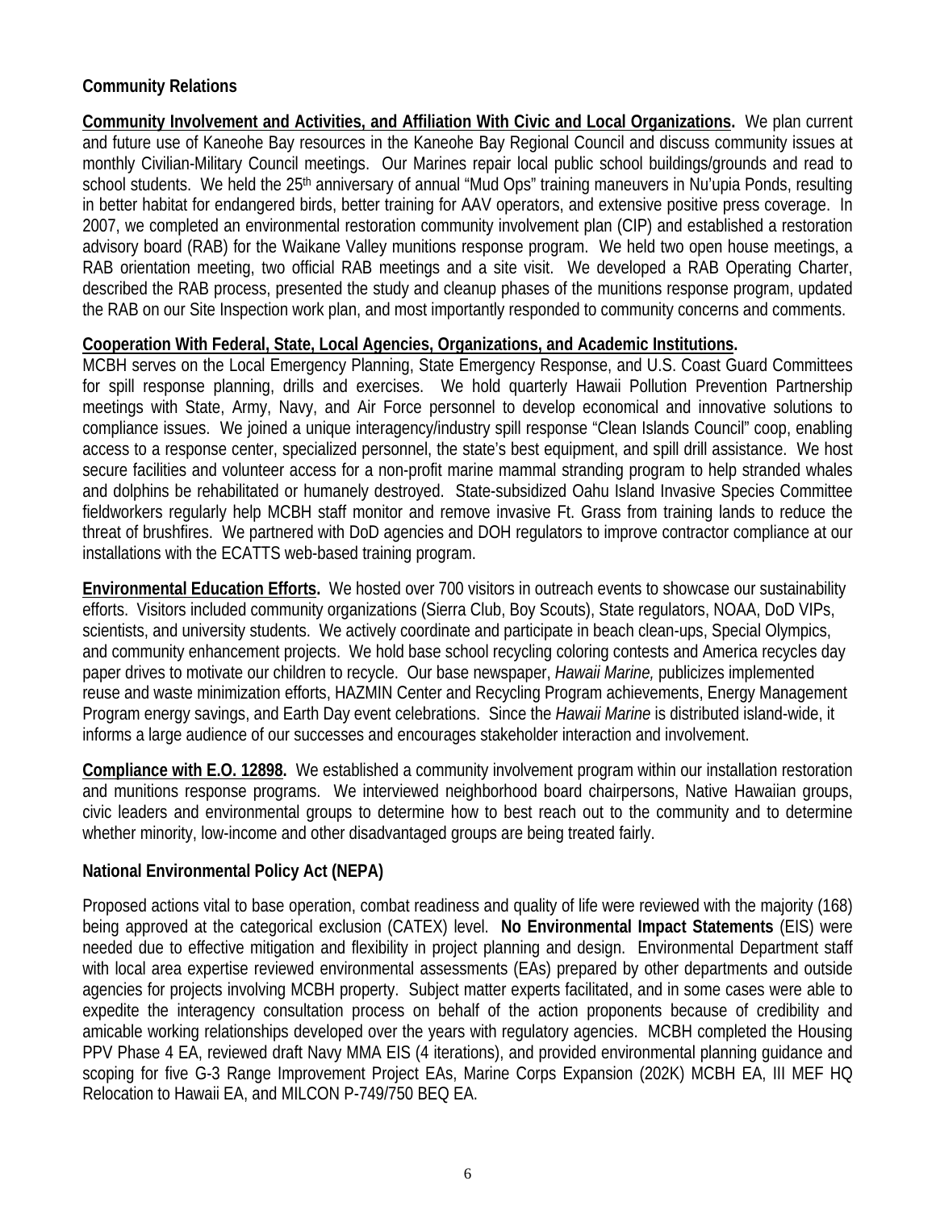**Community Relations**

**Community Involvement and Activities, and Affiliation With Civic and Local Organizations.** We plan current and future use of Kaneohe Bay resources in the Kaneohe Bay Regional Council and discuss community issues at monthly Civilian-Military Council meetings. Our Marines repair local public school buildings/grounds and read to school students. We held the 25th anniversary of annual "Mud Ops" training maneuvers in Nu'upia Ponds, resulting in better habitat for endangered birds, better training for AAV operators, and extensive positive press coverage. In 2007, we completed an environmental restoration community involvement plan (CIP) and established a restoration advisory board (RAB) for the Waikane Valley munitions response program. We held two open house meetings, a RAB orientation meeting, two official RAB meetings and a site visit. We developed a RAB Operating Charter, described the RAB process, presented the study and cleanup phases of the munitions response program, updated the RAB on our Site Inspection work plan, and most importantly responded to community concerns and comments.

**Cooperation With Federal, State, Local Agencies, Organizations, and Academic Institutions.** MCBH serves on the Local Emergency Planning, State Emergency Response, and U.S. Coast Guard Committees for spill response planning, drills and exercises. We hold quarterly Hawaii Pollution Prevention Partnership meetings with State, Army, Navy, and Air Force personnel to develop economical and innovative solutions to compliance issues. We joined a unique interagency/industry spill response "Clean Islands Council" coop, enabling access to a response center, specialized personnel, the state's best equipment, and spill drill assistance. We host secure facilities and volunteer access for a non-profit marine mammal stranding program to help stranded whales and dolphins be rehabilitated or humanely destroyed. State-subsidized Oahu Island Invasive Species Committee fieldworkers regularly help MCBH staff monitor and remove invasive Ft. Grass from training lands to reduce the threat of brushfires. We partnered with DoD agencies and DOH regulators to improve contractor compliance at our installations with the ECATTS web-based training program.

**Environmental Education Efforts.** We hosted over 700 visitors in outreach events to showcase our sustainability efforts. Visitors included community organizations (Sierra Club, Boy Scouts), State regulators, NOAA, DoD VIPs, scientists, and university students. We actively coordinate and participate in beach clean-ups, Special Olympics, and community enhancement projects. We hold base school recycling coloring contests and America recycles day paper drives to motivate our children to recycle. Our base newspaper, *Hawaii Marine,* publicizes implemented reuse and waste minimization efforts, HAZMIN Center and Recycling Program achievements, Energy Management Program energy savings, and Earth Day event celebrations. Since the *Hawaii Marine* is distributed island-wide, it informs a large audience of our successes and encourages stakeholder interaction and involvement.

**Compliance with E.O. 12898.** We established a community involvement program within our installation restoration and munitions response programs. We interviewed neighborhood board chairpersons, Native Hawaiian groups, civic leaders and environmental groups to determine how to best reach out to the community and to determine whether minority, low-income and other disadvantaged groups are being treated fairly.

**National Environmental Policy Act (NEPA)**

Proposed actions vital to base operation, combat readiness and quality of life were reviewed with the majority (168) being approved at the categorical exclusion (CATEX) level. **No Environmental Impact Statements** (EIS) were needed due to effective mitigation and flexibility in project planning and design. Environmental Department staff with local area expertise reviewed environmental assessments (EAs) prepared by other departments and outside agencies for projects involving MCBH property. Subject matter experts facilitated, and in some cases were able to expedite the interagency consultation process on behalf of the action proponents because of credibility and amicable working relationships developed over the years with regulatory agencies. MCBH completed the Housing PPV Phase 4 EA, reviewed draft Navy MMA EIS (4 iterations), and provided environmental planning guidance and scoping for five G-3 Range Improvement Project EAs, Marine Corps Expansion (202K) MCBH EA, III MEF HQ Relocation to Hawaii EA, and MILCON P-749/750 BEQ EA.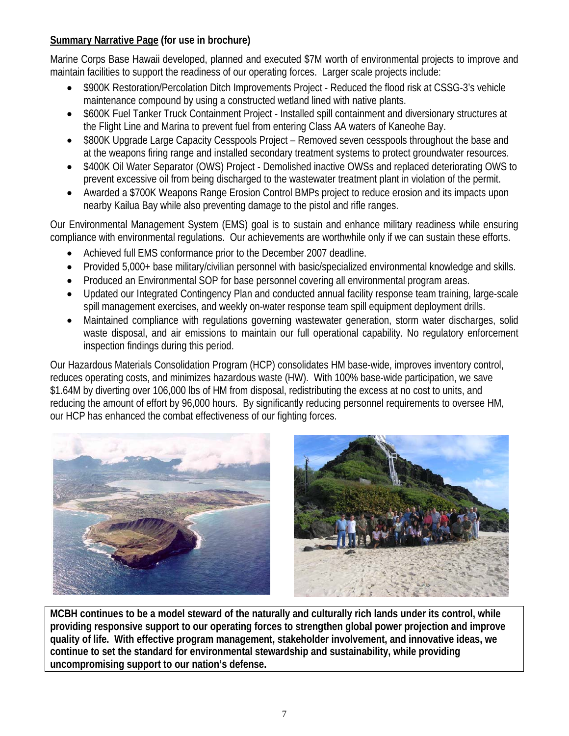**Summary Narrative Page** (for use in brochure)

Marine Corps Base Hawaii developed, planned and executed $7M worth of environmental projects to improve and maintain facilities to support the readiness of our operating forces. Larger scale projects include:

- $900K Restoration/Percolation Ditch Improvements Project - Reduced the flood risk at CSSG-3's vehicle maintenance compound by using a constructed wetland lined with native plants.
- $600K Fuel Tanker Truck Containment Project - Installed spill containment and diversionary structures at the Flight Line and Marina to prevent fuel from entering Class AA waters of Kaneohe Bay.
- $800K Upgrade Large Capacity Cesspools Project – Removed seven cesspools throughout the base and at the weapons firing range and installed secondary treatment systems to protect groundwater resources.
- $400K Oil Water Separator (OWS) Project - Demolished inactive OWSs and replaced deteriorating OWS to prevent excessive oil from being discharged to the wastewater treatment plant in violation of the permit.
- Awarded a $700K Weapons Range Erosion Control BMPs project to reduce erosion and its impacts upon nearby Kailua Bay while also preventing damage to the pistol and rifle ranges.

Our Environmental Management System (EMS) goal is to sustain and enhance military readiness while ensuring compliance with environmental regulations. Our achievements are worthwhile only if we can sustain these efforts.

- Achieved full EMS conformance prior to the December 2007 deadline.
- Provided 5,000+ base military/civilian personnel with basic/specialized environmental knowledge and skills.
- Produced an Environmental SOP for base personnel covering all environmental program areas.
- Updated our Integrated Contingency Plan and conducted annual facility response team training, large-scale spill management exercises, and weekly on-water response team spill equipment deployment drills.
- Maintained compliance with regulations governing wastewater generation, storm water discharges, solid waste disposal, and air emissions to maintain our full operational capability. No regulatory enforcement inspection findings during this period.

Our Hazardous Materials Consolidation Program (HCP) consolidates HM base-wide, improves inventory control, reduces operating costs, and minimizes hazardous waste (HW). With 100% base-wide participation, we save $1.64M by diverting over 106,000 lbs of HM from disposal, redistributing the excess at no cost to units, and reducing the amount of effort by 96,000 hours. By significantly reducing personnel requirements to oversee HM, our HCP has enhanced the combat effectiveness of our fighting forces.

**MCBH continues to be a model steward of the naturally and culturally rich lands under its control, while providing responsive support to our operating forces to strengthen global power projection and improve quality of life. With effective program management, stakeholder involvement, and innovative ideas, we continue to set the standard for environmental stewardship and sustainability, while providing uncompromising support to our nation's defense.**